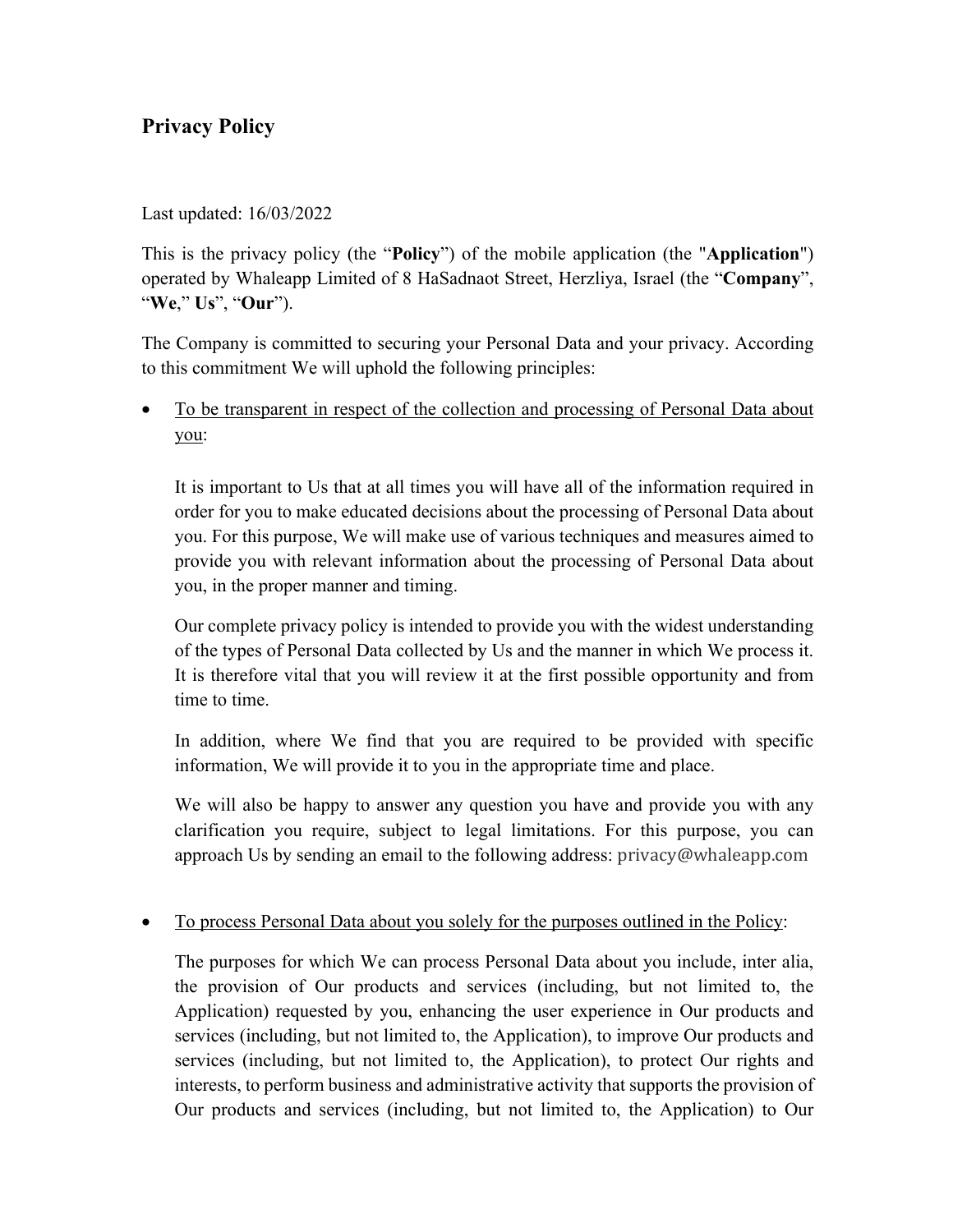# Privacy Policy

Last updated: 16/03/2022

This is the privacy policy (the "**Policy**") of the mobile application (the "**Application**") operated by Whaleapp Limited of 8 HaSadnaot Street, Herzliya, Israel (the "**Company**", "**We**," **Us**", "**Our**").

The Company is committed to securing your Personal Data and your privacy. According to this commitment We will uphold the following principles:

- <u>To be transparent in respect of the collection and processing of Personal Data about you</u>:

  It is important to Us that at all times you will have all of the information required in order for you to make educated decisions about the processing of Personal Data about you. For this purpose, We will make use of various techniques and measures aimed to provide you with relevant information about the processing of Personal Data about you, in the proper manner and timing.

  Our complete privacy policy is intended to provide you with the widest understanding of the types of Personal Data collected by Us and the manner in which We process it. It is therefore vital that you will review it at the first possible opportunity and from time to time.

  In addition, where We find that you are required to be provided with specific information, We will provide it to you in the appropriate time and place.

  We will also be happy to answer any question you have and provide you with any clarification you require, subject to legal limitations. For this purpose, you can approach Us by sending an email to the following address: privacy@whaleapp.com

- <u>To process Personal Data about you solely for the purposes outlined in the Policy</u>:

  The purposes for which We can process Personal Data about you include, inter alia, the provision of Our products and services (including, but not limited to, the Application) requested by you, enhancing the user experience in Our products and services (including, but not limited to, the Application), to improve Our products and services (including, but not limited to, the Application), to protect Our rights and interests, to perform business and administrative activity that supports the provision of Our products and services (including, but not limited to, the Application) to Our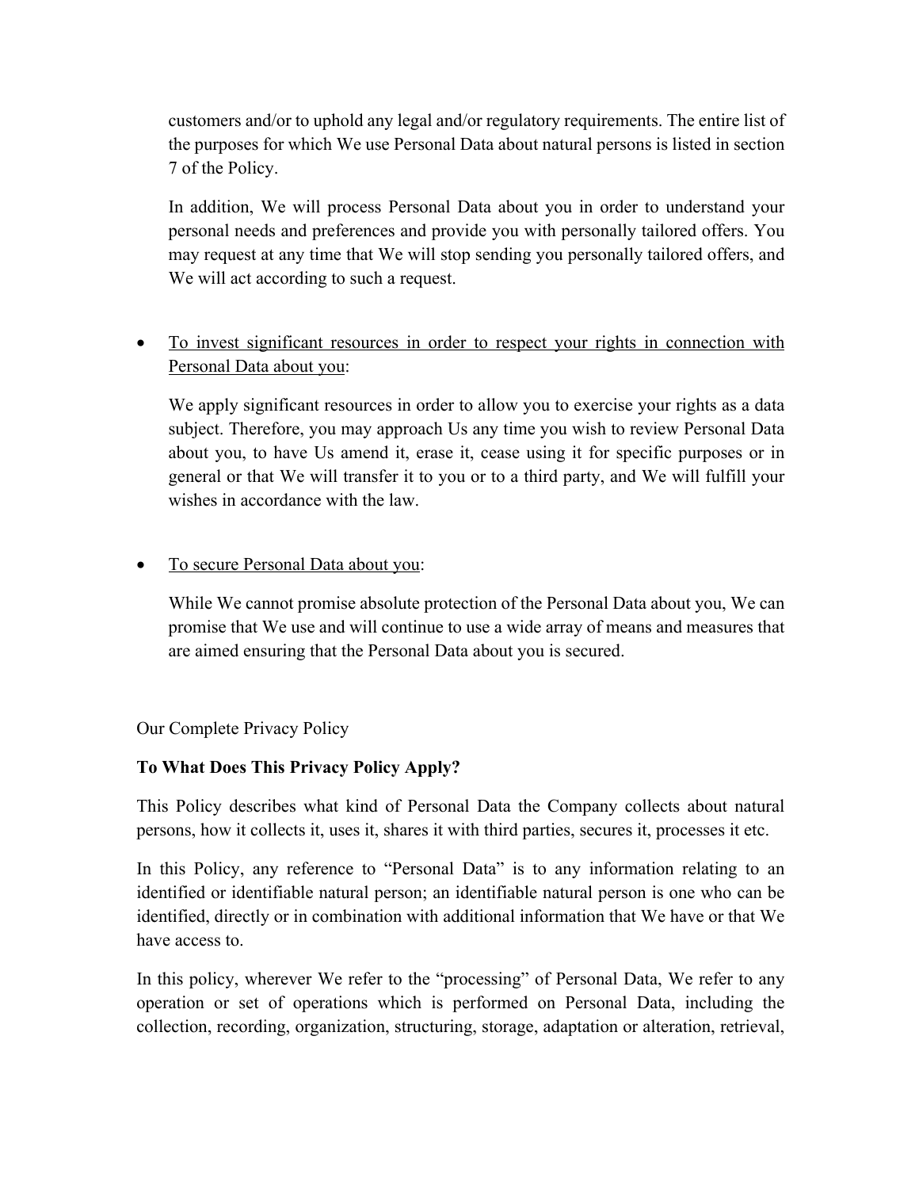customers and/or to uphold any legal and/or regulatory requirements. The entire list of the purposes for which We use Personal Data about natural persons is listed in section 7 of the Policy.

In addition, We will process Personal Data about you in order to understand your personal needs and preferences and provide you with personally tailored offers. You may request at any time that We will stop sending you personally tailored offers, and We will act according to such a request.

- To invest significant resources in order to respect your rights in connection with Personal Data about you:

  We apply significant resources in order to allow you to exercise your rights as a data subject. Therefore, you may approach Us any time you wish to review Personal Data about you, to have Us amend it, erase it, cease using it for specific purposes or in general or that We will transfer it to you or to a third party, and We will fulfill your wishes in accordance with the law.

- To secure Personal Data about you:

  While We cannot promise absolute protection of the Personal Data about you, We can promise that We use and will continue to use a wide array of means and measures that are aimed ensuring that the Personal Data about you is secured.

Our Complete Privacy Policy

**To What Does This Privacy Policy Apply?**

This Policy describes what kind of Personal Data the Company collects about natural persons, how it collects it, uses it, shares it with third parties, secures it, processes it etc.

In this Policy, any reference to "Personal Data" is to any information relating to an identified or identifiable natural person; an identifiable natural person is one who can be identified, directly or in combination with additional information that We have or that We have access to.

In this policy, wherever We refer to the "processing" of Personal Data, We refer to any operation or set of operations which is performed on Personal Data, including the collection, recording, organization, structuring, storage, adaptation or alteration, retrieval,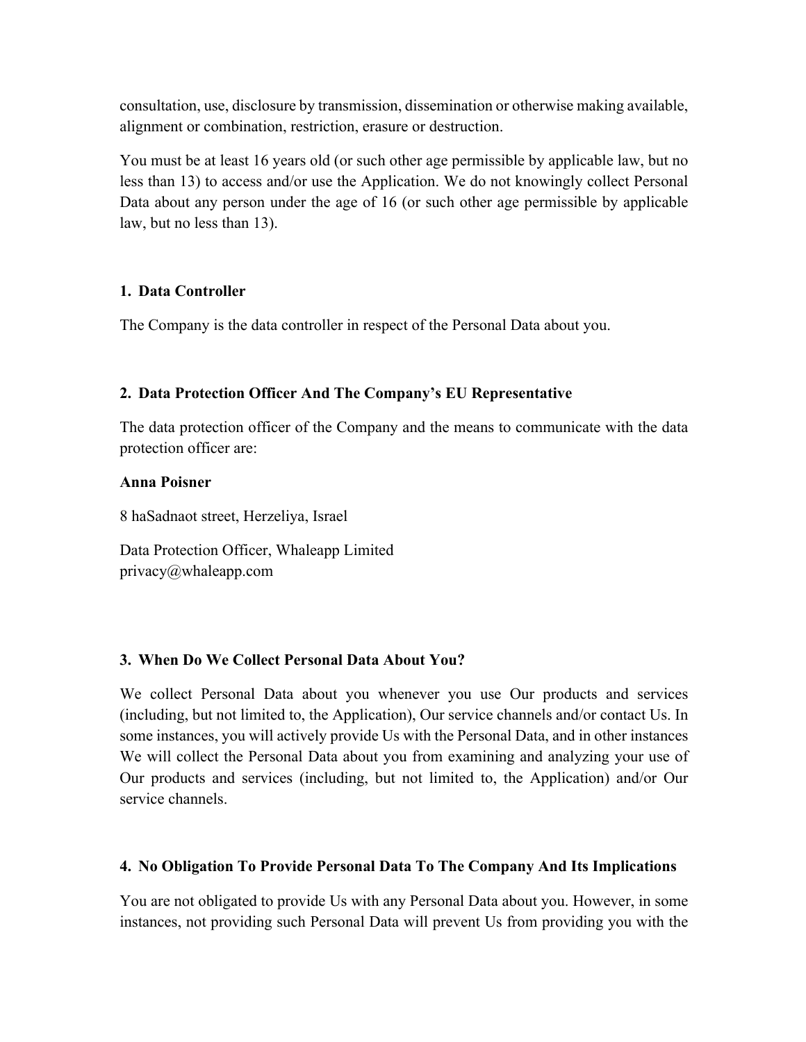consultation, use, disclosure by transmission, dissemination or otherwise making available, alignment or combination, restriction, erasure or destruction.

You must be at least 16 years old (or such other age permissible by applicable law, but no less than 13) to access and/or use the Application. We do not knowingly collect Personal Data about any person under the age of 16 (or such other age permissible by applicable law, but no less than 13).

## 1. Data Controller

The Company is the data controller in respect of the Personal Data about you.

## 2. Data Protection Officer And The Company's EU Representative

The data protection officer of the Company and the means to communicate with the data protection officer are:

**Anna Poisner**

8 haSadnaot street, Herzeliya, Israel

Data Protection Officer, Whaleapp Limited
privacy@whaleapp.com

## 3. When Do We Collect Personal Data About You?

We collect Personal Data about you whenever you use Our products and services (including, but not limited to, the Application), Our service channels and/or contact Us. In some instances, you will actively provide Us with the Personal Data, and in other instances We will collect the Personal Data about you from examining and analyzing your use of Our products and services (including, but not limited to, the Application) and/or Our service channels.

## 4. No Obligation To Provide Personal Data To The Company And Its Implications

You are not obligated to provide Us with any Personal Data about you. However, in some instances, not providing such Personal Data will prevent Us from providing you with the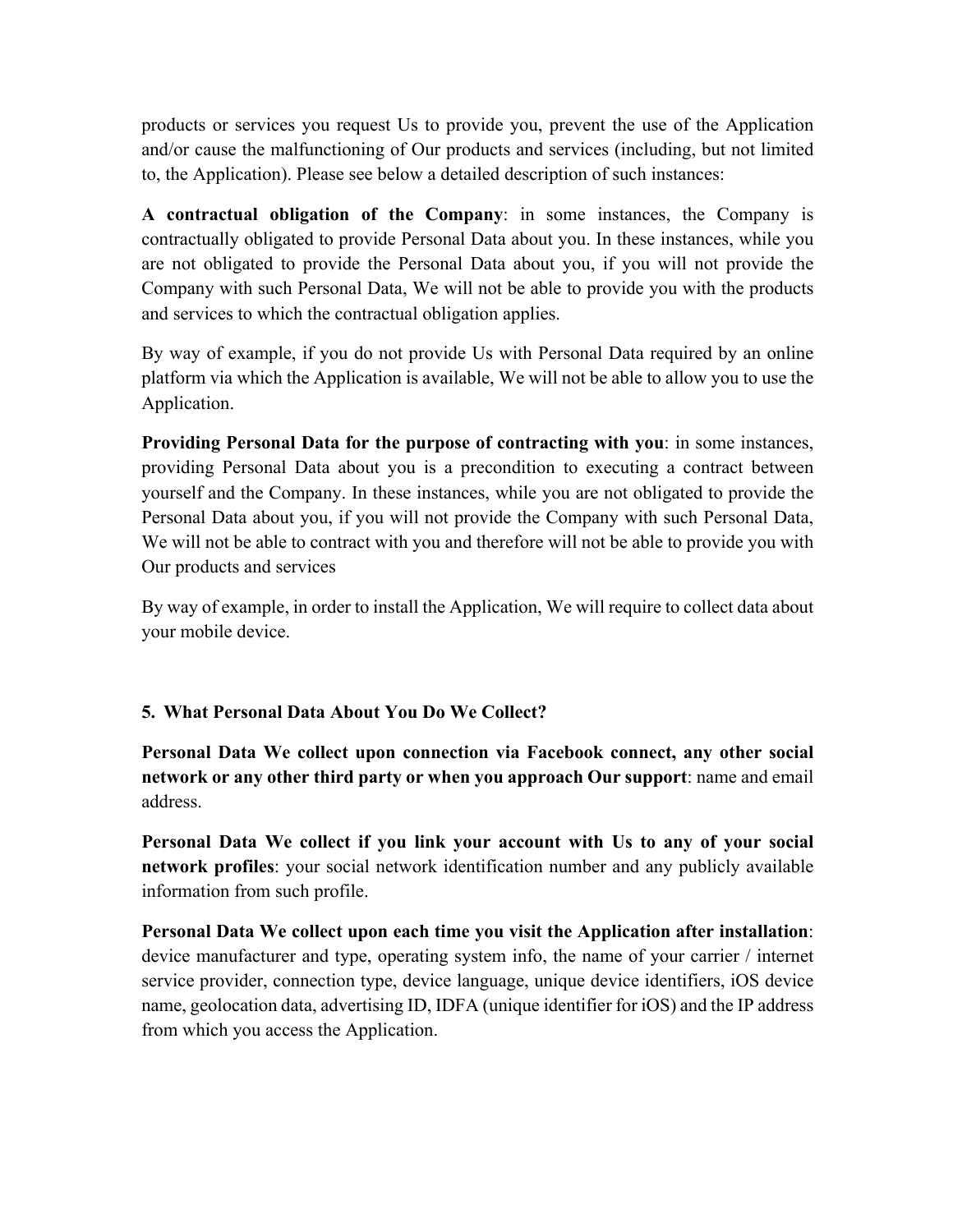products or services you request Us to provide you, prevent the use of the Application and/or cause the malfunctioning of Our products and services (including, but not limited to, the Application). Please see below a detailed description of such instances:

**A contractual obligation of the Company**: in some instances, the Company is contractually obligated to provide Personal Data about you. In these instances, while you are not obligated to provide the Personal Data about you, if you will not provide the Company with such Personal Data, We will not be able to provide you with the products and services to which the contractual obligation applies.

By way of example, if you do not provide Us with Personal Data required by an online platform via which the Application is available, We will not be able to allow you to use the Application.

**Providing Personal Data for the purpose of contracting with you**: in some instances, providing Personal Data about you is a precondition to executing a contract between yourself and the Company. In these instances, while you are not obligated to provide the Personal Data about you, if you will not provide the Company with such Personal Data, We will not be able to contract with you and therefore will not be able to provide you with Our products and services

By way of example, in order to install the Application, We will require to collect data about your mobile device.

## 5. What Personal Data About You Do We Collect?

**Personal Data We collect upon connection via Facebook connect, any other social network or any other third party or when you approach Our support**: name and email address.

**Personal Data We collect if you link your account with Us to any of your social network profiles**: your social network identification number and any publicly available information from such profile.

**Personal Data We collect upon each time you visit the Application after installation**: device manufacturer and type, operating system info, the name of your carrier / internet service provider, connection type, device language, unique device identifiers, iOS device name, geolocation data, advertising ID, IDFA (unique identifier for iOS) and the IP address from which you access the Application.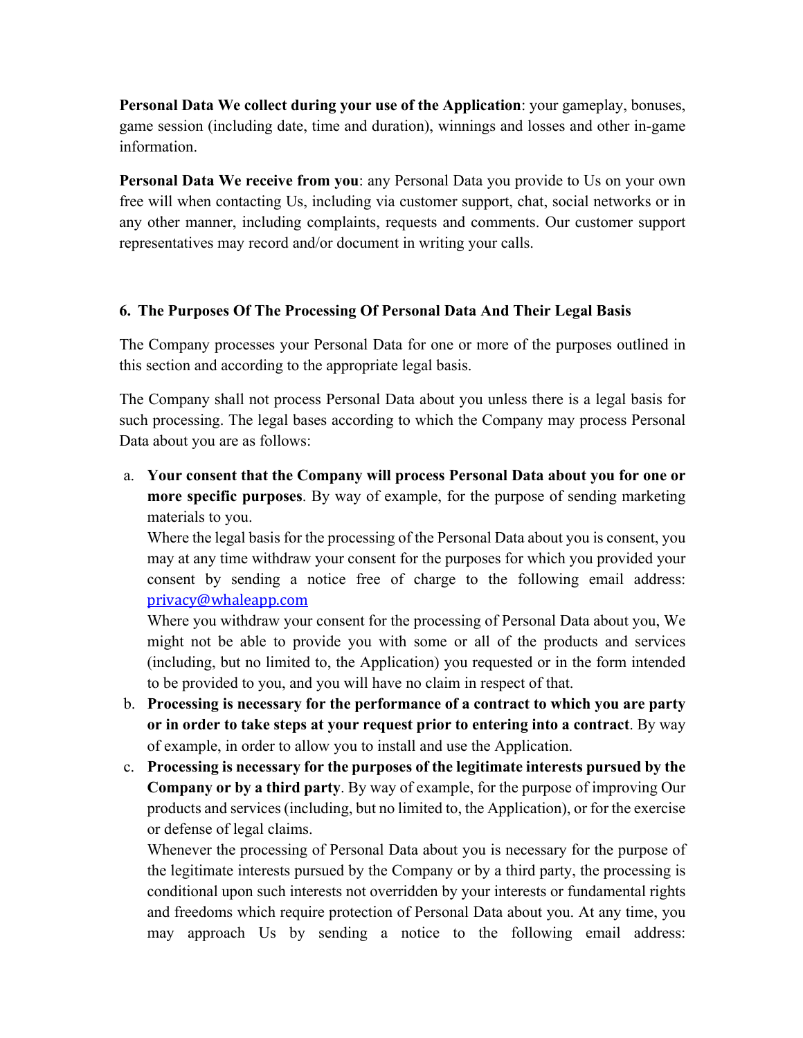**Personal Data We collect during your use of the Application**: your gameplay, bonuses, game session (including date, time and duration), winnings and losses and other in-game information.

**Personal Data We receive from you**: any Personal Data you provide to Us on your own free will when contacting Us, including via customer support, chat, social networks or in any other manner, including complaints, requests and comments. Our customer support representatives may record and/or document in writing your calls.

## 6. The Purposes Of The Processing Of Personal Data And Their Legal Basis

The Company processes your Personal Data for one or more of the purposes outlined in this section and according to the appropriate legal basis.

The Company shall not process Personal Data about you unless there is a legal basis for such processing. The legal bases according to which the Company may process Personal Data about you are as follows:

a. **Your consent that the Company will process Personal Data about you for one or more specific purposes**. By way of example, for the purpose of sending marketing materials to you.
   Where the legal basis for the processing of the Personal Data about you is consent, you may at any time withdraw your consent for the purposes for which you provided your consent by sending a notice free of charge to the following email address: privacy@whaleapp.com
   Where you withdraw your consent for the processing of Personal Data about you, We might not be able to provide you with some or all of the products and services (including, but no limited to, the Application) you requested or in the form intended to be provided to you, and you will have no claim in respect of that.

b. **Processing is necessary for the performance of a contract to which you are party or in order to take steps at your request prior to entering into a contract**. By way of example, in order to allow you to install and use the Application.

c. **Processing is necessary for the purposes of the legitimate interests pursued by the Company or by a third party**. By way of example, for the purpose of improving Our products and services (including, but no limited to, the Application), or for the exercise or defense of legal claims.
   Whenever the processing of Personal Data about you is necessary for the purpose of the legitimate interests pursued by the Company or by a third party, the processing is conditional upon such interests not overridden by your interests or fundamental rights and freedoms which require protection of Personal Data about you. At any time, you may approach Us by sending a notice to the following email address: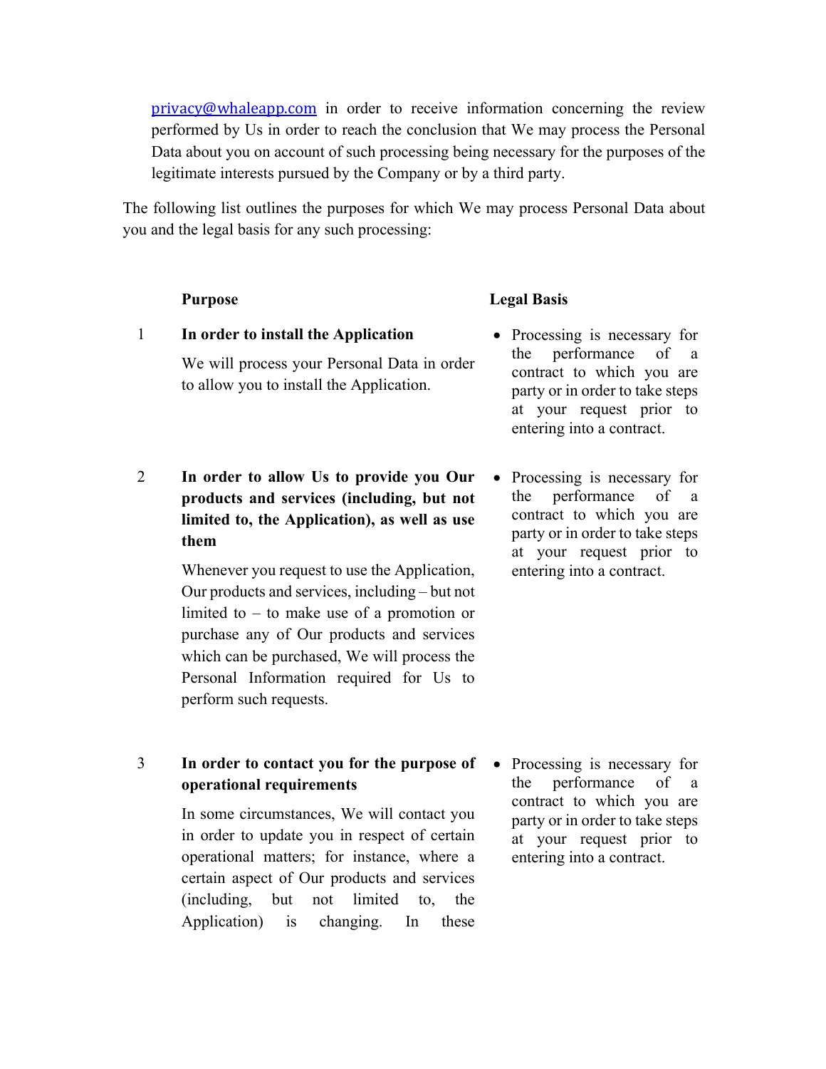privacy@whaleapp.com in order to receive information concerning the review performed by Us in order to reach the conclusion that We may process the Personal Data about you on account of such processing being necessary for the purposes of the legitimate interests pursued by the Company or by a third party.

The following list outlines the purposes for which We may process Personal Data about you and the legal basis for any such processing:

| | Purpose | Legal Basis |
|---|---|---|
| 1 | **In order to install the Application**<br><br>We will process your Personal Data in order to allow you to install the Application. | • Processing is necessary for the performance of a contract to which you are party or in order to take steps at your request prior to entering into a contract. |
| 2 | **In order to allow Us to provide you Our products and services (including, but not limited to, the Application), as well as use them**<br><br>Whenever you request to use the Application, Our products and services, including – but not limited to – to make use of a promotion or purchase any of Our products and services which can be purchased, We will process the Personal Information required for Us to perform such requests. | • Processing is necessary for the performance of a contract to which you are party or in order to take steps at your request prior to entering into a contract. |
| 3 | **In order to contact you for the purpose of operational requirements**<br><br>In some circumstances, We will contact you in order to update you in respect of certain operational matters; for instance, where a certain aspect of Our products and services (including, but not limited to, the Application) is changing. In these | • Processing is necessary for the performance of a contract to which you are party or in order to take steps at your request prior to entering into a contract. |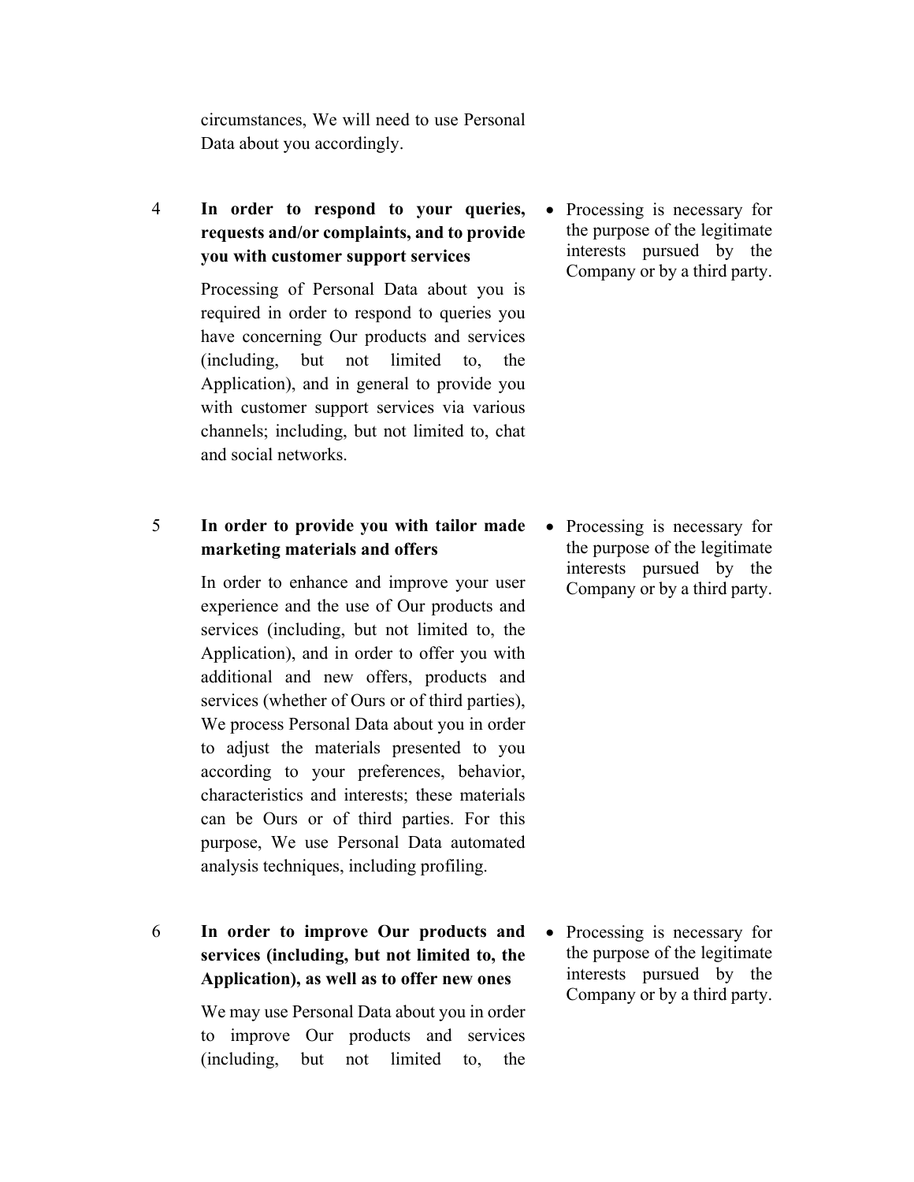circumstances, We will need to use Personal Data about you accordingly.

| | | |
|---|---|---|
| 4 | **In order to respond to your queries, requests and/or complaints, and to provide you with customer support services**<br><br>Processing of Personal Data about you is required in order to respond to queries you have concerning Our products and services (including, but not limited to, the Application), and in general to provide you with customer support services via various channels; including, but not limited to, chat and social networks. | • Processing is necessary for the purpose of the legitimate interests pursued by the Company or by a third party. |
| 5 | **In order to provide you with tailor made marketing materials and offers**<br><br>In order to enhance and improve your user experience and the use of Our products and services (including, but not limited to, the Application), and in order to offer you with additional and new offers, products and services (whether of Ours or of third parties), We process Personal Data about you in order to adjust the materials presented to you according to your preferences, behavior, characteristics and interests; these materials can be Ours or of third parties. For this purpose, We use Personal Data automated analysis techniques, including profiling. | • Processing is necessary for the purpose of the legitimate interests pursued by the Company or by a third party. |
| 6 | **In order to improve Our products and services (including, but not limited to, the Application), as well as to offer new ones**<br><br>We may use Personal Data about you in order to improve Our products and services (including, but not limited to, the | • Processing is necessary for the purpose of the legitimate interests pursued by the Company or by a third party. |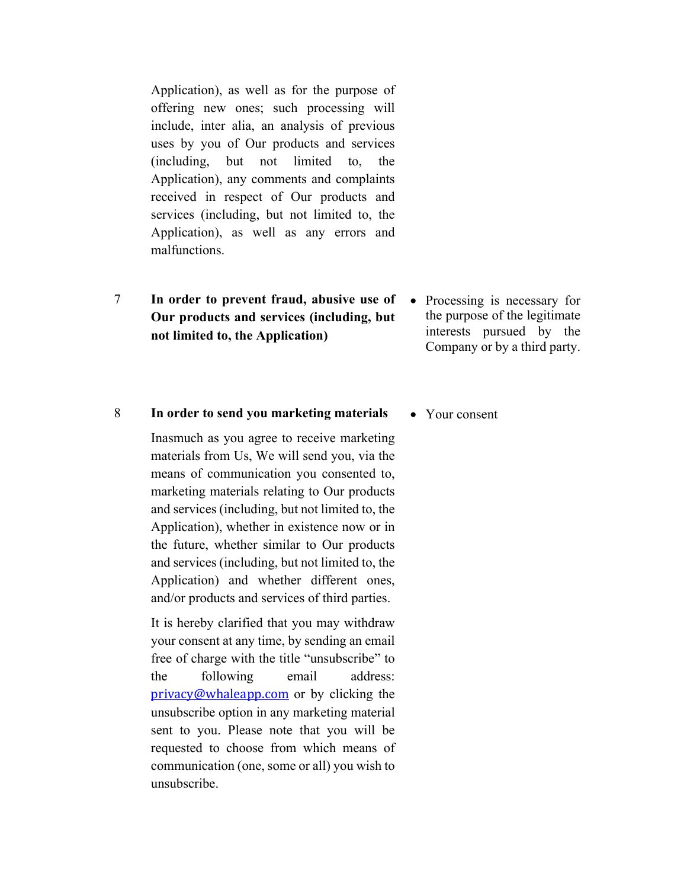| | | |
|---|---|---|
| | Application), as well as for the purpose of offering new ones; such processing will include, inter alia, an analysis of previous uses by you of Our products and services (including, but not limited to, the Application), any comments and complaints received in respect of Our products and services (including, but not limited to, the Application), as well as any errors and malfunctions. | |
| 7 | **In order to prevent fraud, abusive use of Our products and services (including, but not limited to, the Application)** | • Processing is necessary for the purpose of the legitimate interests pursued by the Company or by a third party. |
| 8 | **In order to send you marketing materials**<br><br>Inasmuch as you agree to receive marketing materials from Us, We will send you, via the means of communication you consented to, marketing materials relating to Our products and services (including, but not limited to, the Application), whether in existence now or in the future, whether similar to Our products and services (including, but not limited to, the Application) and whether different ones, and/or products and services of third parties.<br><br>It is hereby clarified that you may withdraw your consent at any time, by sending an email free of charge with the title "unsubscribe" to the following email address: privacy@whaleapp.com or by clicking the unsubscribe option in any marketing material sent to you. Please note that you will be requested to choose from which means of communication (one, some or all) you wish to unsubscribe. | • Your consent |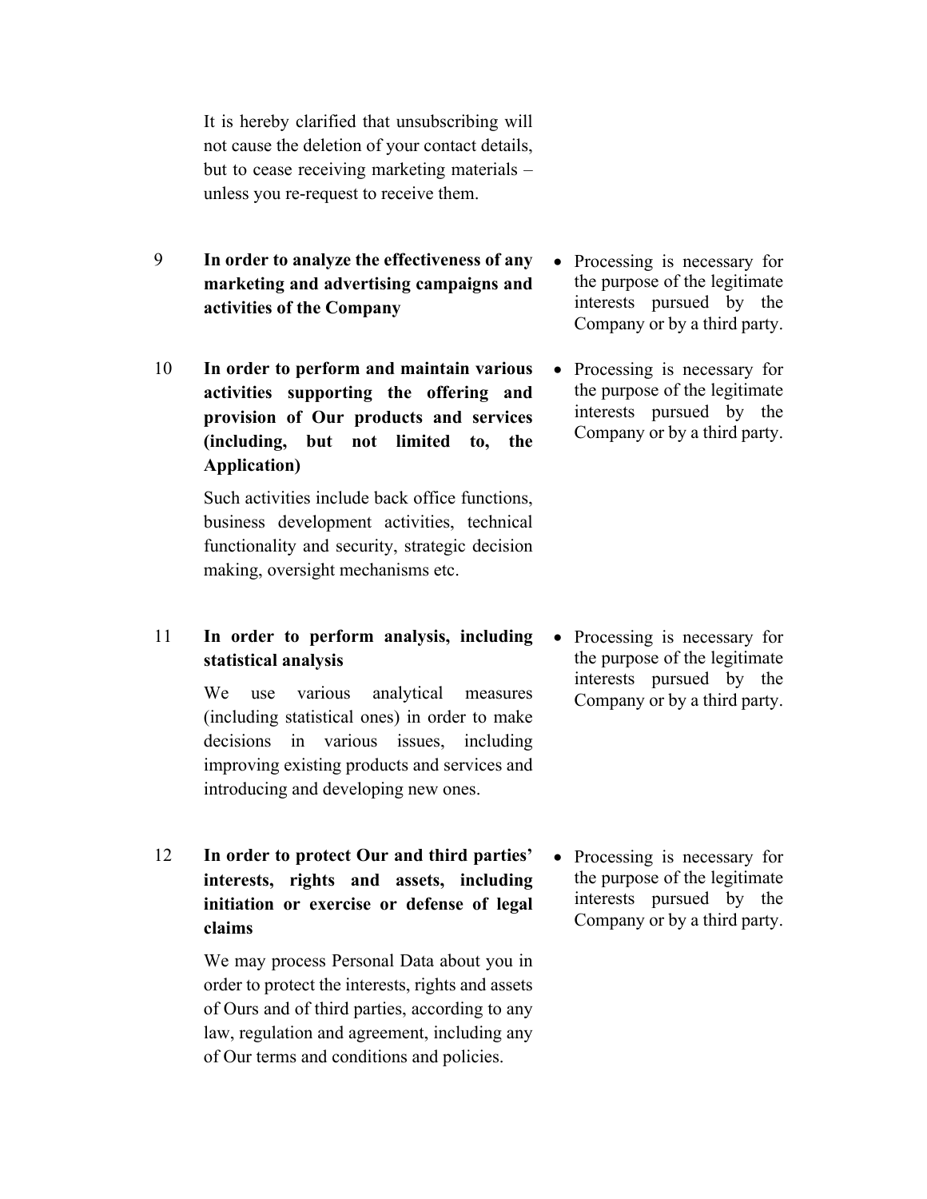| | | |
|---|---|---|
| | It is hereby clarified that unsubscribing will not cause the deletion of your contact details, but to cease receiving marketing materials – unless you re-request to receive them. | |
| 9 | **In order to analyze the effectiveness of any marketing and advertising campaigns and activities of the Company** | • Processing is necessary for the purpose of the legitimate interests pursued by the Company or by a third party. |
| 10 | **In order to perform and maintain various activities supporting the offering and provision of Our products and services (including, but not limited to, the Application)**<br><br>Such activities include back office functions, business development activities, technical functionality and security, strategic decision making, oversight mechanisms etc. | • Processing is necessary for the purpose of the legitimate interests pursued by the Company or by a third party. |
| 11 | **In order to perform analysis, including statistical analysis**<br><br>We use various analytical measures (including statistical ones) in order to make decisions in various issues, including improving existing products and services and introducing and developing new ones. | • Processing is necessary for the purpose of the legitimate interests pursued by the Company or by a third party. |
| 12 | **In order to protect Our and third parties' interests, rights and assets, including initiation or exercise or defense of legal claims**<br><br>We may process Personal Data about you in order to protect the interests, rights and assets of Ours and of third parties, according to any law, regulation and agreement, including any of Our terms and conditions and policies. | • Processing is necessary for the purpose of the legitimate interests pursued by the Company or by a third party. |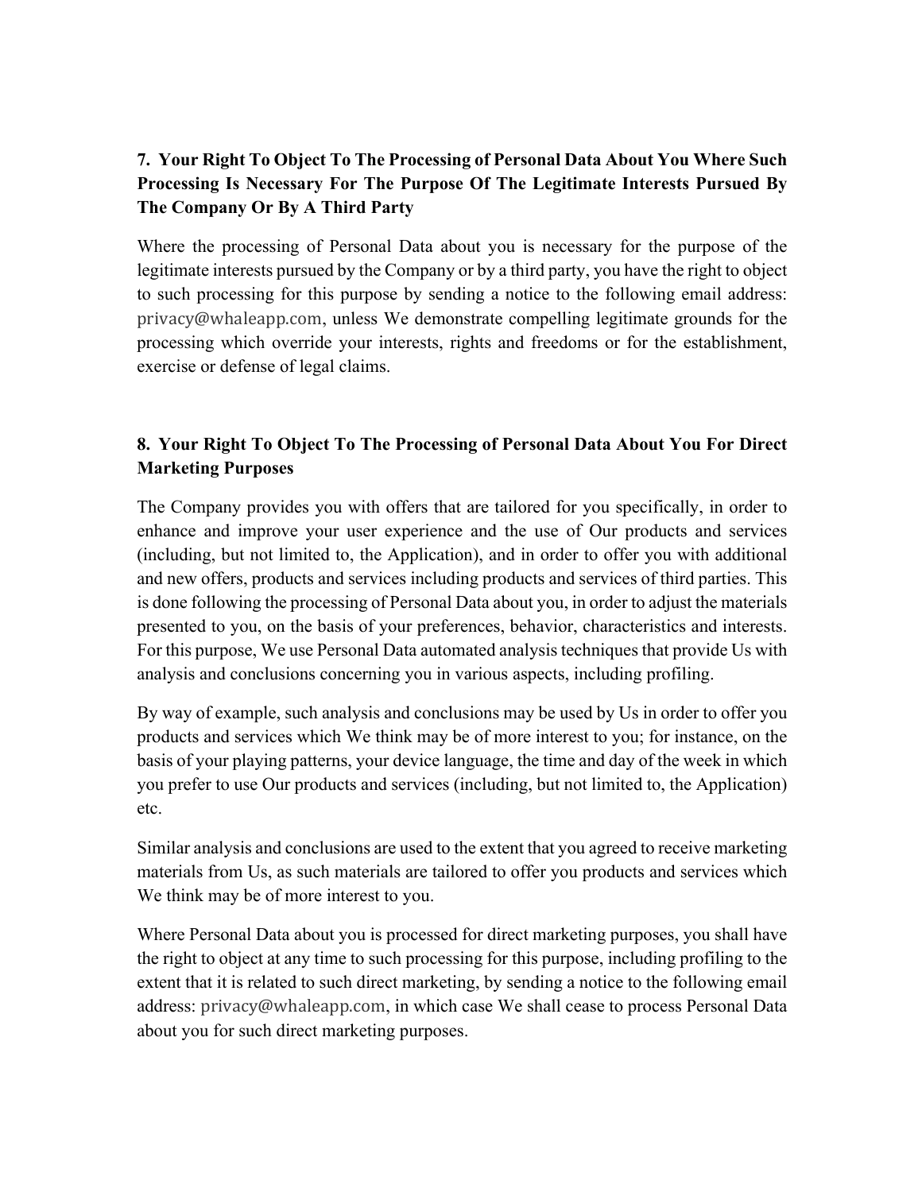### 7. Your Right To Object To The Processing of Personal Data About You Where Such Processing Is Necessary For The Purpose Of The Legitimate Interests Pursued By The Company Or By A Third Party

Where the processing of Personal Data about you is necessary for the purpose of the legitimate interests pursued by the Company or by a third party, you have the right to object to such processing for this purpose by sending a notice to the following email address: privacy@whaleapp.com, unless We demonstrate compelling legitimate grounds for the processing which override your interests, rights and freedoms or for the establishment, exercise or defense of legal claims.

### 8. Your Right To Object To The Processing of Personal Data About You For Direct Marketing Purposes

The Company provides you with offers that are tailored for you specifically, in order to enhance and improve your user experience and the use of Our products and services (including, but not limited to, the Application), and in order to offer you with additional and new offers, products and services including products and services of third parties. This is done following the processing of Personal Data about you, in order to adjust the materials presented to you, on the basis of your preferences, behavior, characteristics and interests. For this purpose, We use Personal Data automated analysis techniques that provide Us with analysis and conclusions concerning you in various aspects, including profiling.

By way of example, such analysis and conclusions may be used by Us in order to offer you products and services which We think may be of more interest to you; for instance, on the basis of your playing patterns, your device language, the time and day of the week in which you prefer to use Our products and services (including, but not limited to, the Application) etc.

Similar analysis and conclusions are used to the extent that you agreed to receive marketing materials from Us, as such materials are tailored to offer you products and services which We think may be of more interest to you.

Where Personal Data about you is processed for direct marketing purposes, you shall have the right to object at any time to such processing for this purpose, including profiling to the extent that it is related to such direct marketing, by sending a notice to the following email address: privacy@whaleapp.com, in which case We shall cease to process Personal Data about you for such direct marketing purposes.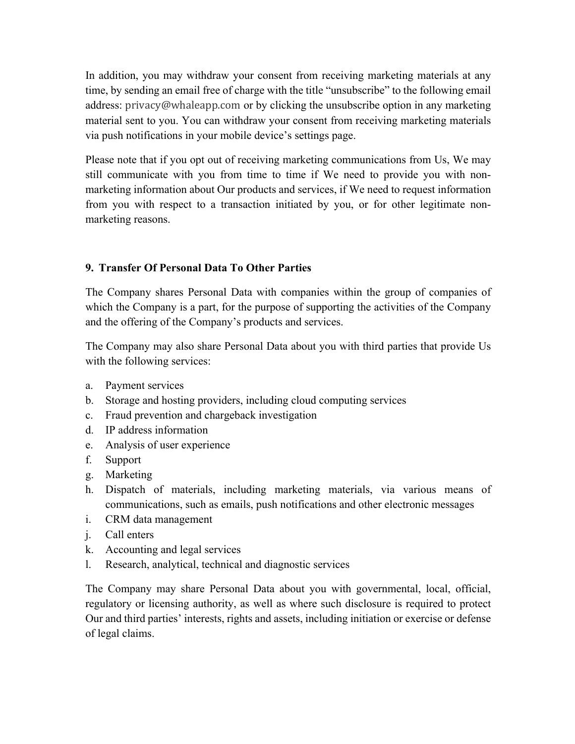In addition, you may withdraw your consent from receiving marketing materials at any time, by sending an email free of charge with the title "unsubscribe" to the following email address: privacy@whaleapp.com or by clicking the unsubscribe option in any marketing material sent to you. You can withdraw your consent from receiving marketing materials via push notifications in your mobile device's settings page.

Please note that if you opt out of receiving marketing communications from Us, We may still communicate with you from time to time if We need to provide you with non-marketing information about Our products and services, if We need to request information from you with respect to a transaction initiated by you, or for other legitimate non-marketing reasons.

## 9. Transfer Of Personal Data To Other Parties

The Company shares Personal Data with companies within the group of companies of which the Company is a part, for the purpose of supporting the activities of the Company and the offering of the Company's products and services.

The Company may also share Personal Data about you with third parties that provide Us with the following services:

a. Payment services
b. Storage and hosting providers, including cloud computing services
c. Fraud prevention and chargeback investigation
d. IP address information
e. Analysis of user experience
f. Support
g. Marketing
h. Dispatch of materials, including marketing materials, via various means of communications, such as emails, push notifications and other electronic messages
i. CRM data management
j. Call enters
k. Accounting and legal services
l. Research, analytical, technical and diagnostic services

The Company may share Personal Data about you with governmental, local, official, regulatory or licensing authority, as well as where such disclosure is required to protect Our and third parties' interests, rights and assets, including initiation or exercise or defense of legal claims.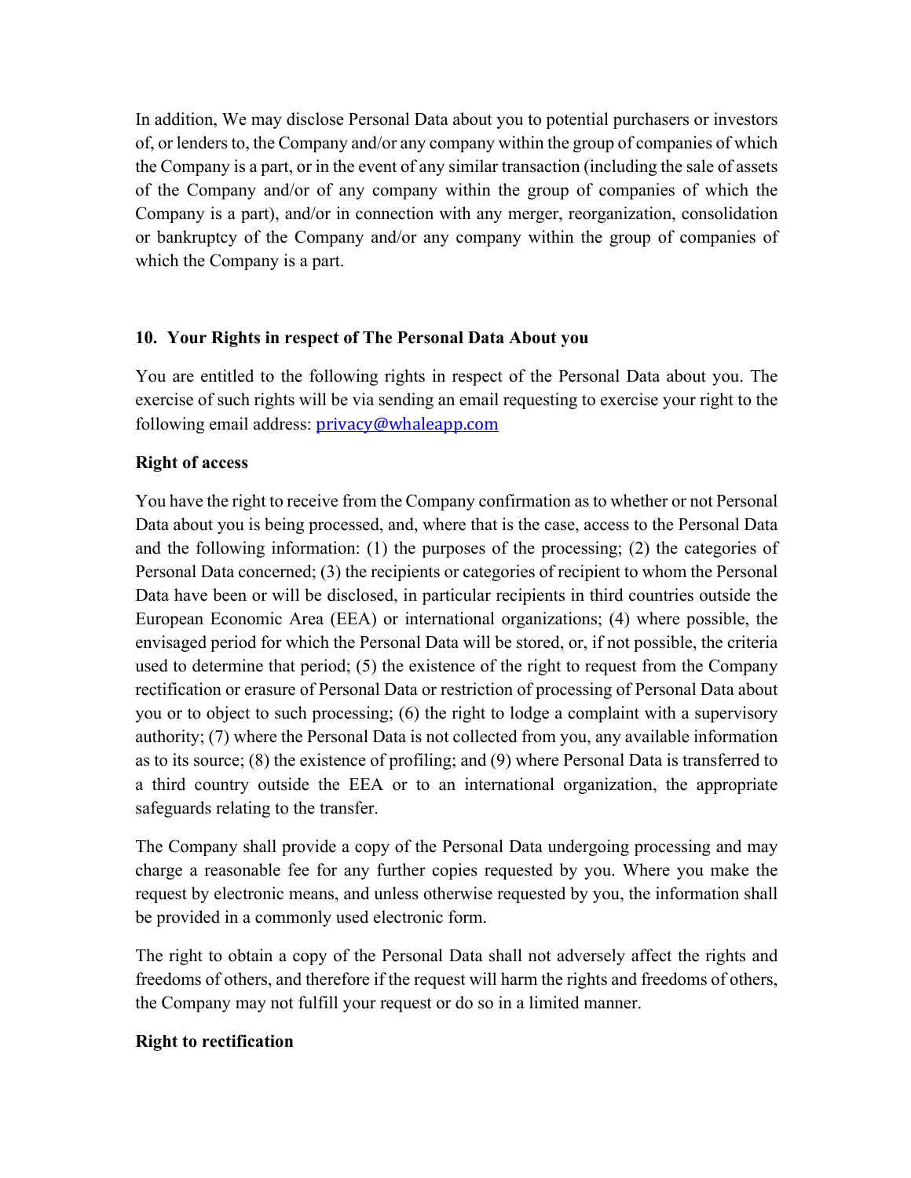In addition, We may disclose Personal Data about you to potential purchasers or investors of, or lenders to, the Company and/or any company within the group of companies of which the Company is a part, or in the event of any similar transaction (including the sale of assets of the Company and/or of any company within the group of companies of which the Company is a part), and/or in connection with any merger, reorganization, consolidation or bankruptcy of the Company and/or any company within the group of companies of which the Company is a part.

## 10. Your Rights in respect of The Personal Data About you

You are entitled to the following rights in respect of the Personal Data about you. The exercise of such rights will be via sending an email requesting to exercise your right to the following email address: privacy@whaleapp.com

**Right of access**

You have the right to receive from the Company confirmation as to whether or not Personal Data about you is being processed, and, where that is the case, access to the Personal Data and the following information: (1) the purposes of the processing; (2) the categories of Personal Data concerned; (3) the recipients or categories of recipient to whom the Personal Data have been or will be disclosed, in particular recipients in third countries outside the European Economic Area (EEA) or international organizations; (4) where possible, the envisaged period for which the Personal Data will be stored, or, if not possible, the criteria used to determine that period; (5) the existence of the right to request from the Company rectification or erasure of Personal Data or restriction of processing of Personal Data about you or to object to such processing; (6) the right to lodge a complaint with a supervisory authority; (7) where the Personal Data is not collected from you, any available information as to its source; (8) the existence of profiling; and (9) where Personal Data is transferred to a third country outside the EEA or to an international organization, the appropriate safeguards relating to the transfer.

The Company shall provide a copy of the Personal Data undergoing processing and may charge a reasonable fee for any further copies requested by you. Where you make the request by electronic means, and unless otherwise requested by you, the information shall be provided in a commonly used electronic form.

The right to obtain a copy of the Personal Data shall not adversely affect the rights and freedoms of others, and therefore if the request will harm the rights and freedoms of others, the Company may not fulfill your request or do so in a limited manner.

**Right to rectification**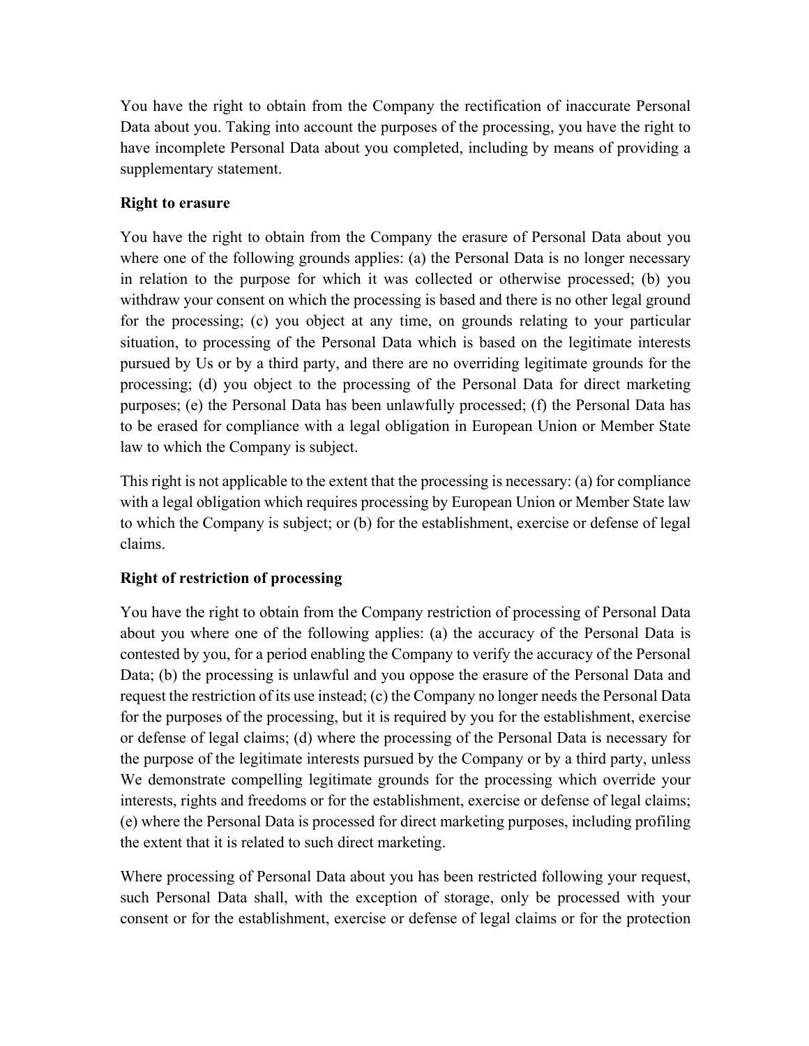You have the right to obtain from the Company the rectification of inaccurate Personal Data about you. Taking into account the purposes of the processing, you have the right to have incomplete Personal Data about you completed, including by means of providing a supplementary statement.

**Right to erasure**

You have the right to obtain from the Company the erasure of Personal Data about you where one of the following grounds applies: (a) the Personal Data is no longer necessary in relation to the purpose for which it was collected or otherwise processed; (b) you withdraw your consent on which the processing is based and there is no other legal ground for the processing; (c) you object at any time, on grounds relating to your particular situation, to processing of the Personal Data which is based on the legitimate interests pursued by Us or by a third party, and there are no overriding legitimate grounds for the processing; (d) you object to the processing of the Personal Data for direct marketing purposes; (e) the Personal Data has been unlawfully processed; (f) the Personal Data has to be erased for compliance with a legal obligation in European Union or Member State law to which the Company is subject.

This right is not applicable to the extent that the processing is necessary: (a) for compliance with a legal obligation which requires processing by European Union or Member State law to which the Company is subject; or (b) for the establishment, exercise or defense of legal claims.

**Right of restriction of processing**

You have the right to obtain from the Company restriction of processing of Personal Data about you where one of the following applies: (a) the accuracy of the Personal Data is contested by you, for a period enabling the Company to verify the accuracy of the Personal Data; (b) the processing is unlawful and you oppose the erasure of the Personal Data and request the restriction of its use instead; (c) the Company no longer needs the Personal Data for the purposes of the processing, but it is required by you for the establishment, exercise or defense of legal claims; (d) where the processing of the Personal Data is necessary for the purpose of the legitimate interests pursued by the Company or by a third party, unless We demonstrate compelling legitimate grounds for the processing which override your interests, rights and freedoms or for the establishment, exercise or defense of legal claims; (e) where the Personal Data is processed for direct marketing purposes, including profiling the extent that it is related to such direct marketing.

Where processing of Personal Data about you has been restricted following your request, such Personal Data shall, with the exception of storage, only be processed with your consent or for the establishment, exercise or defense of legal claims or for the protection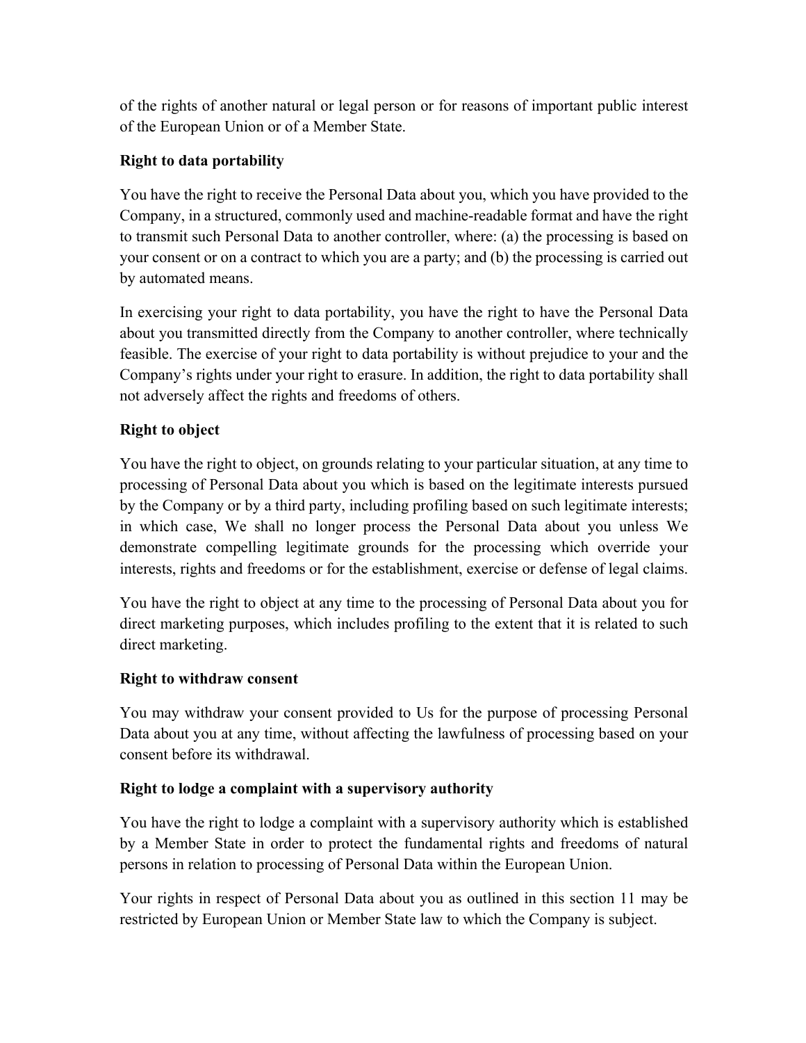of the rights of another natural or legal person or for reasons of important public interest of the European Union or of a Member State.

**Right to data portability**

You have the right to receive the Personal Data about you, which you have provided to the Company, in a structured, commonly used and machine-readable format and have the right to transmit such Personal Data to another controller, where: (a) the processing is based on your consent or on a contract to which you are a party; and (b) the processing is carried out by automated means.

In exercising your right to data portability, you have the right to have the Personal Data about you transmitted directly from the Company to another controller, where technically feasible. The exercise of your right to data portability is without prejudice to your and the Company's rights under your right to erasure. In addition, the right to data portability shall not adversely affect the rights and freedoms of others.

**Right to object**

You have the right to object, on grounds relating to your particular situation, at any time to processing of Personal Data about you which is based on the legitimate interests pursued by the Company or by a third party, including profiling based on such legitimate interests; in which case, We shall no longer process the Personal Data about you unless We demonstrate compelling legitimate grounds for the processing which override your interests, rights and freedoms or for the establishment, exercise or defense of legal claims.

You have the right to object at any time to the processing of Personal Data about you for direct marketing purposes, which includes profiling to the extent that it is related to such direct marketing.

**Right to withdraw consent**

You may withdraw your consent provided to Us for the purpose of processing Personal Data about you at any time, without affecting the lawfulness of processing based on your consent before its withdrawal.

**Right to lodge a complaint with a supervisory authority**

You have the right to lodge a complaint with a supervisory authority which is established by a Member State in order to protect the fundamental rights and freedoms of natural persons in relation to processing of Personal Data within the European Union.

Your rights in respect of Personal Data about you as outlined in this section 11 may be restricted by European Union or Member State law to which the Company is subject.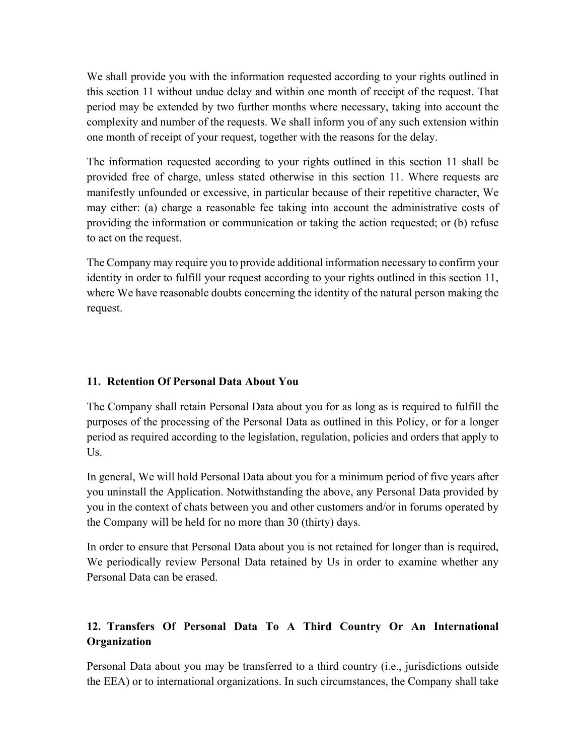We shall provide you with the information requested according to your rights outlined in this section 11 without undue delay and within one month of receipt of the request. That period may be extended by two further months where necessary, taking into account the complexity and number of the requests. We shall inform you of any such extension within one month of receipt of your request, together with the reasons for the delay.

The information requested according to your rights outlined in this section 11 shall be provided free of charge, unless stated otherwise in this section 11. Where requests are manifestly unfounded or excessive, in particular because of their repetitive character, We may either: (a) charge a reasonable fee taking into account the administrative costs of providing the information or communication or taking the action requested; or (b) refuse to act on the request.

The Company may require you to provide additional information necessary to confirm your identity in order to fulfill your request according to your rights outlined in this section 11, where We have reasonable doubts concerning the identity of the natural person making the request.

## 11. Retention Of Personal Data About You

The Company shall retain Personal Data about you for as long as is required to fulfill the purposes of the processing of the Personal Data as outlined in this Policy, or for a longer period as required according to the legislation, regulation, policies and orders that apply to Us.

In general, We will hold Personal Data about you for a minimum period of five years after you uninstall the Application. Notwithstanding the above, any Personal Data provided by you in the context of chats between you and other customers and/or in forums operated by the Company will be held for no more than 30 (thirty) days.

In order to ensure that Personal Data about you is not retained for longer than is required, We periodically review Personal Data retained by Us in order to examine whether any Personal Data can be erased.

## 12. Transfers Of Personal Data To A Third Country Or An International Organization

Personal Data about you may be transferred to a third country (i.e., jurisdictions outside the EEA) or to international organizations. In such circumstances, the Company shall take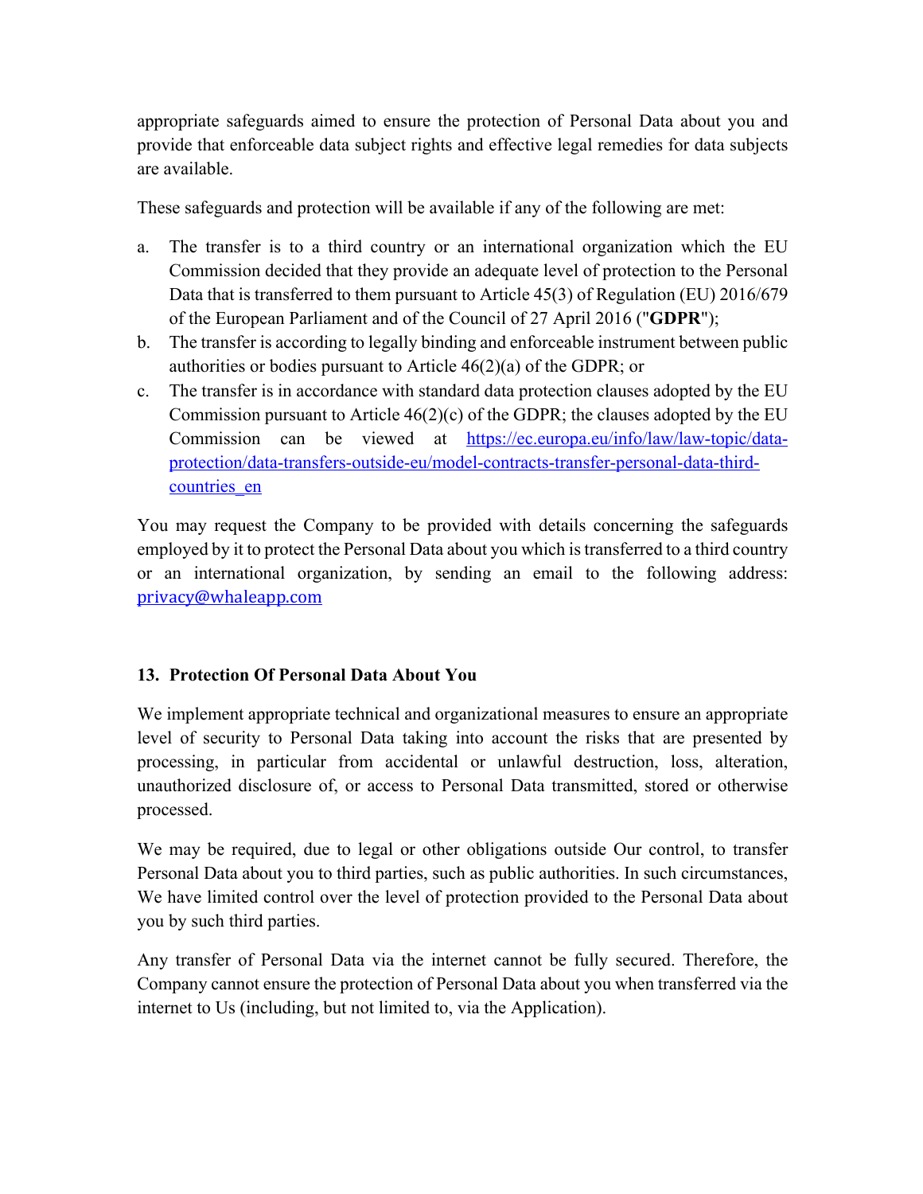appropriate safeguards aimed to ensure the protection of Personal Data about you and provide that enforceable data subject rights and effective legal remedies for data subjects are available.

These safeguards and protection will be available if any of the following are met:

a. The transfer is to a third country or an international organization which the EU Commission decided that they provide an adequate level of protection to the Personal Data that is transferred to them pursuant to Article 45(3) of Regulation (EU) 2016/679 of the European Parliament and of the Council of 27 April 2016 ("**GDPR**");
b. The transfer is according to legally binding and enforceable instrument between public authorities or bodies pursuant to Article 46(2)(a) of the GDPR; or
c. The transfer is in accordance with standard data protection clauses adopted by the EU Commission pursuant to Article 46(2)(c) of the GDPR; the clauses adopted by the EU Commission can be viewed at [https://ec.europa.eu/info/law/law-topic/data-protection/data-transfers-outside-eu/model-contracts-transfer-personal-data-third-countries_en](https://ec.europa.eu/info/law/law-topic/data-protection/data-transfers-outside-eu/model-contracts-transfer-personal-data-third-countries_en)

You may request the Company to be provided with details concerning the safeguards employed by it to protect the Personal Data about you which is transferred to a third country or an international organization, by sending an email to the following address: privacy@whaleapp.com

### 13. Protection Of Personal Data About You

We implement appropriate technical and organizational measures to ensure an appropriate level of security to Personal Data taking into account the risks that are presented by processing, in particular from accidental or unlawful destruction, loss, alteration, unauthorized disclosure of, or access to Personal Data transmitted, stored or otherwise processed.

We may be required, due to legal or other obligations outside Our control, to transfer Personal Data about you to third parties, such as public authorities. In such circumstances, We have limited control over the level of protection provided to the Personal Data about you by such third parties.

Any transfer of Personal Data via the internet cannot be fully secured. Therefore, the Company cannot ensure the protection of Personal Data about you when transferred via the internet to Us (including, but not limited to, via the Application).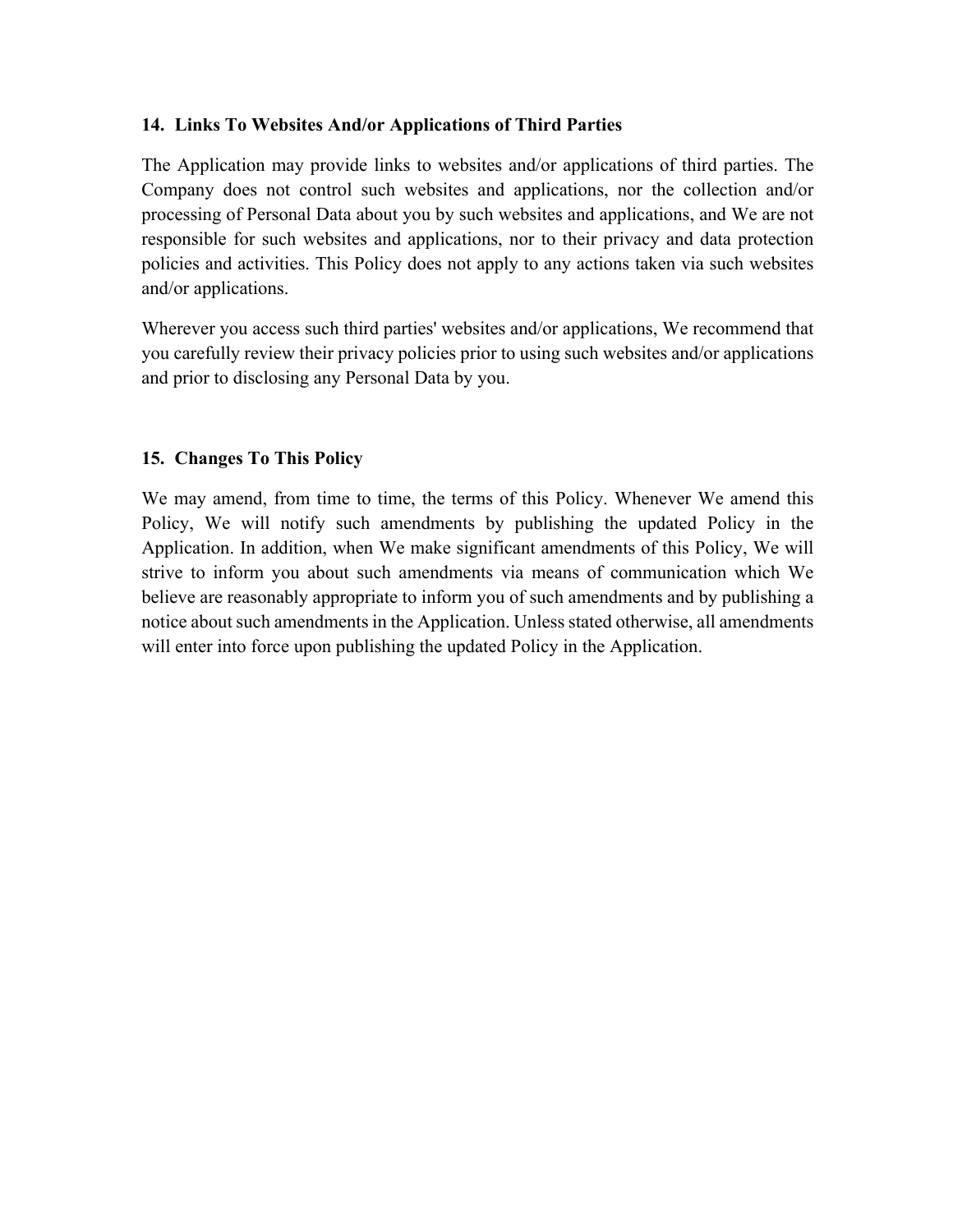## 14. Links To Websites And/or Applications of Third Parties

The Application may provide links to websites and/or applications of third parties. The Company does not control such websites and applications, nor the collection and/or processing of Personal Data about you by such websites and applications, and We are not responsible for such websites and applications, nor to their privacy and data protection policies and activities. This Policy does not apply to any actions taken via such websites and/or applications.

Wherever you access such third parties' websites and/or applications, We recommend that you carefully review their privacy policies prior to using such websites and/or applications and prior to disclosing any Personal Data by you.

## 15. Changes To This Policy

We may amend, from time to time, the terms of this Policy. Whenever We amend this Policy, We will notify such amendments by publishing the updated Policy in the Application. In addition, when We make significant amendments of this Policy, We will strive to inform you about such amendments via means of communication which We believe are reasonably appropriate to inform you of such amendments and by publishing a notice about such amendments in the Application. Unless stated otherwise, all amendments will enter into force upon publishing the updated Policy in the Application.